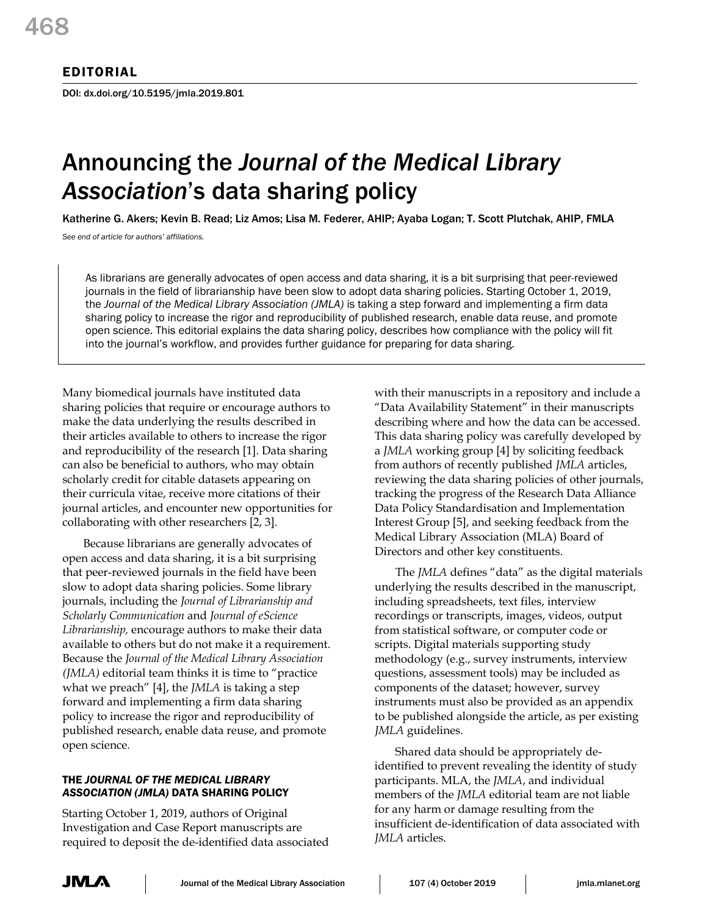EDITORIAL

DOI: dx.doi.org/10.5195/jmla.2019.801

# Announcing the *Journal of the Medical Library Association*'s data sharing policy

Katherine G. Akers; Kevin B. Read; Liz Amos; Lisa M. Federer, AHIP; Ayaba Logan; T. Scott Plutchak, AHIP, FMLA

*See end of article for authors' affiliations.*

As librarians are generally advocates of open access and data sharing, it is a bit surprising that peer-reviewed journals in the field of librarianship have been slow to adopt data sharing policies. Starting October 1, 2019, the *Journal of the Medical Library Association (JMLA)* is taking a step forward and implementing a firm data sharing policy to increase the rigor and reproducibility of published research, enable data reuse, and promote open science. This editorial explains the data sharing policy, describes how compliance with the policy will fit into the journal's workflow, and provides further guidance for preparing for data sharing.

Many biomedical journals have instituted data sharing policies that require or encourage authors to make the data underlying the results described in their articles available to others to increase the rigor and reproducibility of the research [1]. Data sharing can also be beneficial to authors, who may obtain scholarly credit for citable datasets appearing on their curricula vitae, receive more citations of their journal articles, and encounter new opportunities for collaborating with other researchers [2, 3].

Because librarians are generally advocates of open access and data sharing, it is a bit surprising that peer-reviewed journals in the field have been slow to adopt data sharing policies. Some library journals, including the *Journal of Librarianship and Scholarly Communication* and *Journal of eScience Librarianship,* encourage authors to make their data available to others but do not make it a requirement. Because the *Journal of the Medical Library Association (JMLA)* editorial team thinks it is time to "practice what we preach" [4], the *JMLA* is taking a step forward and implementing a firm data sharing policy to increase the rigor and reproducibility of published research, enable data reuse, and promote open science.

## THE *JOURNAL OF THE MEDICAL LIBRARY ASSOCIATION (JMLA)* DATA SHARING POLICY

Starting October 1, 2019, authors of Original Investigation and Case Report manuscripts are required to deposit the de-identified data associated with their manuscripts in a repository and include a "Data Availability Statement" in their manuscripts describing where and how the data can be accessed. This data sharing policy was carefully developed by a *JMLA* working group [4] by soliciting feedback from authors of recently published *JMLA* articles, reviewing the data sharing policies of other journals, tracking the progress of the Research Data Alliance Data Policy Standardisation and Implementation Interest Group [5], and seeking feedback from the Medical Library Association (MLA) Board of Directors and other key constituents.

The *JMLA* defines "data" as the digital materials underlying the results described in the manuscript, including spreadsheets, text files, interview recordings or transcripts, images, videos, output from statistical software, or computer code or scripts. Digital materials supporting study methodology (e.g., survey instruments, interview questions, assessment tools) may be included as components of the dataset; however, survey instruments must also be provided as an appendix to be published alongside the article, as per existing *JMLA* guidelines.

Shared data should be appropriately de-identified to prevent revealing the identity of study participants. MLA, the *JMLA*, and individual members of the *JMLA* editorial team are not liable for any harm or damage resulting from the insufficient de-identification of data associated with *JMLA* articles.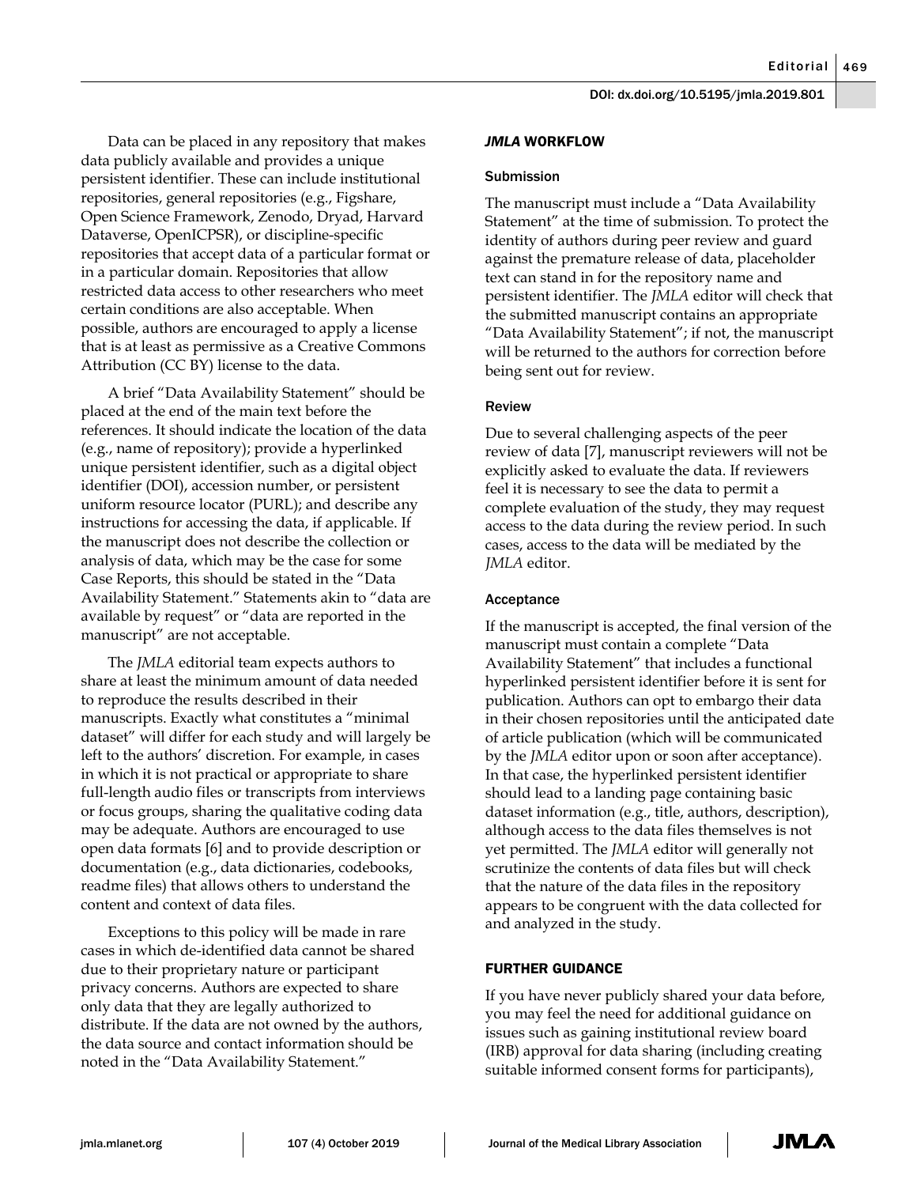Data can be placed in any repository that makes data publicly available and provides a unique persistent identifier. These can include institutional repositories, general repositories (e.g., Figshare, Open Science Framework, Zenodo, Dryad, Harvard Dataverse, OpenICPSR), or discipline-specific repositories that accept data of a particular format or in a particular domain. Repositories that allow restricted data access to other researchers who meet certain conditions are also acceptable. When possible, authors are encouraged to apply a license that is at least as permissive as a Creative Commons Attribution (CC BY) license to the data.

A brief "Data Availability Statement" should be placed at the end of the main text before the references. It should indicate the location of the data (e.g., name of repository); provide a hyperlinked unique persistent identifier, such as a digital object identifier (DOI), accession number, or persistent uniform resource locator (PURL); and describe any instructions for accessing the data, if applicable. If the manuscript does not describe the collection or analysis of data, which may be the case for some Case Reports, this should be stated in the "Data Availability Statement." Statements akin to "data are available by request" or "data are reported in the manuscript" are not acceptable.

The *JMLA* editorial team expects authors to share at least the minimum amount of data needed to reproduce the results described in their manuscripts. Exactly what constitutes a "minimal dataset" will differ for each study and will largely be left to the authors' discretion. For example, in cases in which it is not practical or appropriate to share full-length audio files or transcripts from interviews or focus groups, sharing the qualitative coding data may be adequate. Authors are encouraged to use open data formats [6] and to provide description or documentation (e.g., data dictionaries, codebooks, readme files) that allows others to understand the content and context of data files.

Exceptions to this policy will be made in rare cases in which de-identified data cannot be shared due to their proprietary nature or participant privacy concerns. Authors are expected to share only data that they are legally authorized to distribute. If the data are not owned by the authors, the data source and contact information should be noted in the "Data Availability Statement."

## *JMLA* WORKFLOW

### Submission

The manuscript must include a "Data Availability Statement" at the time of submission. To protect the identity of authors during peer review and guard against the premature release of data, placeholder text can stand in for the repository name and persistent identifier. The *JMLA* editor will check that the submitted manuscript contains an appropriate "Data Availability Statement"; if not, the manuscript will be returned to the authors for correction before being sent out for review.

### Review

Due to several challenging aspects of the peer review of data [7], manuscript reviewers will not be explicitly asked to evaluate the data. If reviewers feel it is necessary to see the data to permit a complete evaluation of the study, they may request access to the data during the review period. In such cases, access to the data will be mediated by the *JMLA* editor.

### Acceptance

If the manuscript is accepted, the final version of the manuscript must contain a complete "Data Availability Statement" that includes a functional hyperlinked persistent identifier before it is sent for publication. Authors can opt to embargo their data in their chosen repositories until the anticipated date of article publication (which will be communicated by the *JMLA* editor upon or soon after acceptance). In that case, the hyperlinked persistent identifier should lead to a landing page containing basic dataset information (e.g., title, authors, description), although access to the data files themselves is not yet permitted. The *JMLA* editor will generally not scrutinize the contents of data files but will check that the nature of the data files in the repository appears to be congruent with the data collected for and analyzed in the study.

## FURTHER GUIDANCE

If you have never publicly shared your data before, you may feel the need for additional guidance on issues such as gaining institutional review board (IRB) approval for data sharing (including creating suitable informed consent forms for participants),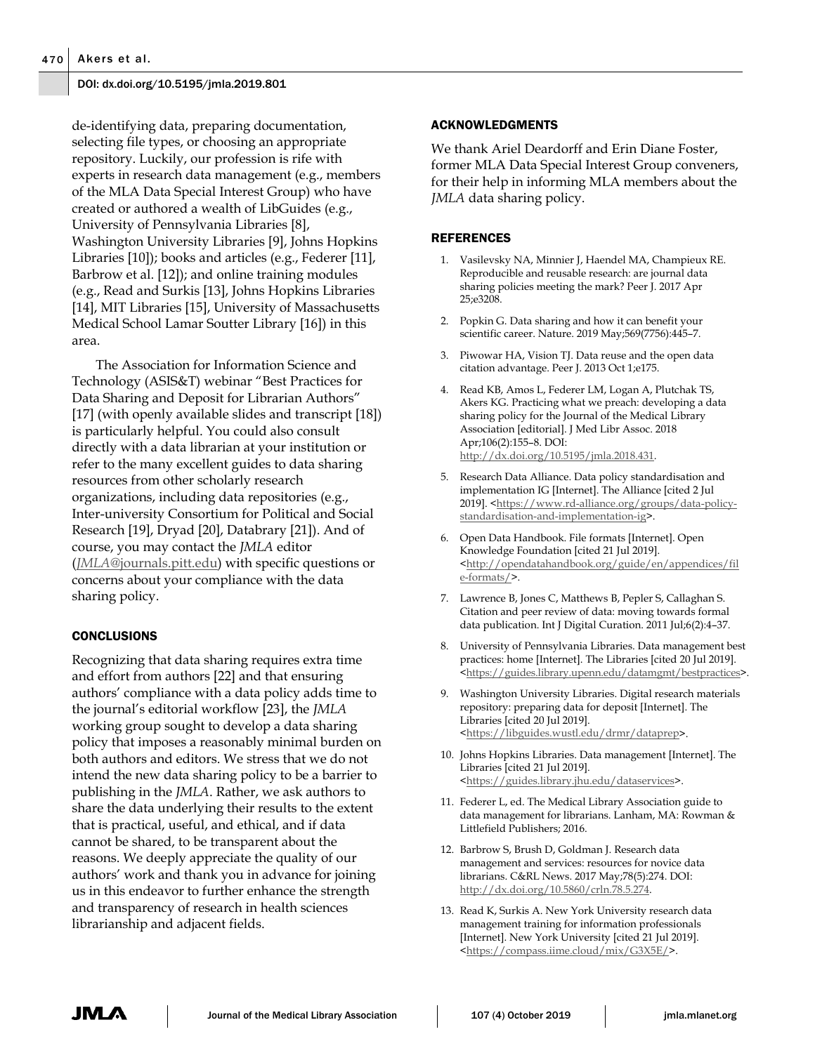de-identifying data, preparing documentation, selecting file types, or choosing an appropriate repository. Luckily, our profession is rife with experts in research data management (e.g., members of the MLA Data Special Interest Group) who have created or authored a wealth of LibGuides (e.g., University of Pennsylvania Libraries [8], Washington University Libraries [9], Johns Hopkins Libraries [10]); books and articles (e.g., Federer [11], Barbrow et al. [12]); and online training modules (e.g., Read and Surkis [13], Johns Hopkins Libraries [14], MIT Libraries [15], University of Massachusetts Medical School Lamar Soutter Library [16]) in this area.

The Association for Information Science and Technology (ASIS&T) webinar "Best Practices for Data Sharing and Deposit for Librarian Authors" [17] (with openly available slides and transcript [18]) is particularly helpful. You could also consult directly with a data librarian at your institution or refer to the many excellent guides to data sharing resources from other scholarly research organizations, including data repositories (e.g., Inter-university Consortium for Political and Social Research [19], Dryad [20], Databrary [21]). And of course, you may contact the *JMLA* editor (*JMLA*@journals.pitt.edu) with specific questions or concerns about your compliance with the data sharing policy.

## CONCLUSIONS

Recognizing that data sharing requires extra time and effort from authors [22] and that ensuring authors' compliance with a data policy adds time to the journal's editorial workflow [23], the *JMLA* working group sought to develop a data sharing policy that imposes a reasonably minimal burden on both authors and editors. We stress that we do not intend the new data sharing policy to be a barrier to publishing in the *JMLA*. Rather, we ask authors to share the data underlying their results to the extent that is practical, useful, and ethical, and if data cannot be shared, to be transparent about the reasons. We deeply appreciate the quality of our authors' work and thank you in advance for joining us in this endeavor to further enhance the strength and transparency of research in health sciences librarianship and adjacent fields.

## ACKNOWLEDGMENTS

We thank Ariel Deardorff and Erin Diane Foster, former MLA Data Special Interest Group conveners, for their help in informing MLA members about the *JMLA* data sharing policy.

## REFERENCES

1. Vasilevsky NA, Minnier J, Haendel MA, Champieux RE. Reproducible and reusable research: are journal data sharing policies meeting the mark? Peer J. 2017 Apr 25;e3208.
2. Popkin G. Data sharing and how it can benefit your scientific career. Nature. 2019 May;569(7756):445–7.
3. Piwowar HA, Vision TJ. Data reuse and the open data citation advantage. Peer J. 2013 Oct 1;e175.
4. Read KB, Amos L, Federer LM, Logan A, Plutchak TS, Akers KG. Practicing what we preach: developing a data sharing policy for the Journal of the Medical Library Association [editorial]. J Med Libr Assoc. 2018 Apr;106(2):155–8. DOI: http://dx.doi.org/10.5195/jmla.2018.431.
5. Research Data Alliance. Data policy standardisation and implementation IG [Internet]. The Alliance [cited 2 Jul 2019]. <https://www.rd-alliance.org/groups/data-policy-standardisation-and-implementation-ig>.
6. Open Data Handbook. File formats [Internet]. Open Knowledge Foundation [cited 21 Jul 2019]. <http://opendatahandbook.org/guide/en/appendices/file-formats/>.
7. Lawrence B, Jones C, Matthews B, Pepler S, Callaghan S. Citation and peer review of data: moving towards formal data publication. Int J Digital Curation. 2011 Jul;6(2):4–37.
8. University of Pennsylvania Libraries. Data management best practices: home [Internet]. The Libraries [cited 20 Jul 2019]. <https://guides.library.upenn.edu/datamgmt/bestpractices>.
9. Washington University Libraries. Digital research materials repository: preparing data for deposit [Internet]. The Libraries [cited 20 Jul 2019]. <https://libguides.wustl.edu/drmr/dataprep>.
10. Johns Hopkins Libraries. Data management [Internet]. The Libraries [cited 21 Jul 2019]. <https://guides.library.jhu.edu/dataservices>.
11. Federer L, ed. The Medical Library Association guide to data management for librarians. Lanham, MA: Rowman & Littlefield Publishers; 2016.
12. Barbrow S, Brush D, Goldman J. Research data management and services: resources for novice data librarians. C&RL News. 2017 May;78(5):274. DOI: http://dx.doi.org/10.5860/crln.78.5.274.
13. Read K, Surkis A. New York University research data management training for information professionals [Internet]. New York University [cited 21 Jul 2019]. <https://compass.iime.cloud/mix/G3X5E/>.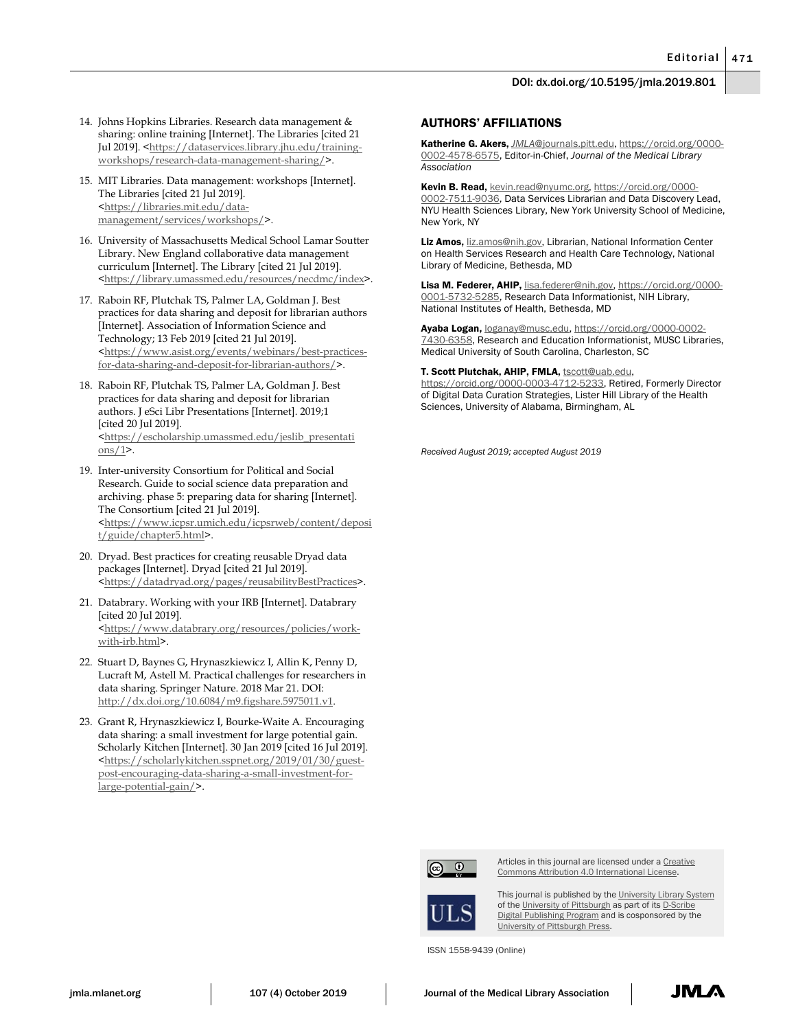14. Johns Hopkins Libraries. Research data management & sharing: online training [Internet]. The Libraries [cited 21 Jul 2019]. <https://dataservices.library.jhu.edu/training-workshops/research-data-management-sharing/>.

15. MIT Libraries. Data management: workshops [Internet]. The Libraries [cited 21 Jul 2019]. <https://libraries.mit.edu/data-management/services/workshops/>.

16. University of Massachusetts Medical School Lamar Soutter Library. New England collaborative data management curriculum [Internet]. The Library [cited 21 Jul 2019]. <https://library.umassmed.edu/resources/necdmc/index>.

17. Raboin RF, Plutchak TS, Palmer LA, Goldman J. Best practices for data sharing and deposit for librarian authors [Internet]. Association of Information Science and Technology; 13 Feb 2019 [cited 21 Jul 2019]. <https://www.asist.org/events/webinars/best-practices-for-data-sharing-and-deposit-for-librarian-authors/>.

18. Raboin RF, Plutchak TS, Palmer LA, Goldman J. Best practices for data sharing and deposit for librarian authors. J eSci Libr Presentations [Internet]. 2019;1 [cited 20 Jul 2019]. <https://escholarship.umassmed.edu/jeslib_presentations/1>.

19. Inter-university Consortium for Political and Social Research. Guide to social science data preparation and archiving. phase 5: preparing data for sharing [Internet]. The Consortium [cited 21 Jul 2019]. <https://www.icpsr.umich.edu/icpsrweb/content/deposit/guide/chapter5.html>.

20. Dryad. Best practices for creating reusable Dryad data packages [Internet]. Dryad [cited 21 Jul 2019]. <https://datadryad.org/pages/reusabilityBestPractices>.

21. Databrary. Working with your IRB [Internet]. Databrary [cited 20 Jul 2019]. <https://www.databrary.org/resources/policies/work-with-irb.html>.

22. Stuart D, Baynes G, Hrynaszkiewicz I, Allin K, Penny D, Lucraft M, Astell M. Practical challenges for researchers in data sharing. Springer Nature. 2018 Mar 21. DOI: http://dx.doi.org/10.6084/m9.figshare.5975011.v1.

23. Grant R, Hrynaszkiewicz I, Bourke-Waite A. Encouraging data sharing: a small investment for large potential gain. Scholarly Kitchen [Internet]. 30 Jan 2019 [cited 16 Jul 2019]. <https://scholarlykitchen.sspnet.org/2019/01/30/guest-post-encouraging-data-sharing-a-small-investment-for-large-potential-gain/>.

## AUTHORS' AFFILIATIONS

**Katherine G. Akers,** *JMLA*@journals.pitt.edu, https://orcid.org/0000-0002-4578-6575, Editor-in-Chief, *Journal of the Medical Library Association*

**Kevin B. Read,** kevin.read@nyumc.org, https://orcid.org/0000-0002-7511-9036, Data Services Librarian and Data Discovery Lead, NYU Health Sciences Library, New York University School of Medicine, New York, NY

**Liz Amos,** liz.amos@nih.gov, Librarian, National Information Center on Health Services Research and Health Care Technology, National Library of Medicine, Bethesda, MD

**Lisa M. Federer, AHIP,** lisa.federer@nih.gov, https://orcid.org/0000-0001-5732-5285, Research Data Informationist, NIH Library, National Institutes of Health, Bethesda, MD

**Ayaba Logan,** loganay@musc.edu, https://orcid.org/0000-0002-7430-6358, Research and Education Informationist, MUSC Libraries, Medical University of South Carolina, Charleston, SC

**T. Scott Plutchak, AHIP, FMLA,** tscott@uab.edu, https://orcid.org/0000-0003-4712-5233, Retired, Formerly Director of Digital Data Curation Strategies, Lister Hill Library of the Health Sciences, University of Alabama, Birmingham, AL

*Received August 2019; accepted August 2019*

Articles in this journal are licensed under a Creative Commons Attribution 4.0 International License.

This journal is published by the University Library System of the University of Pittsburgh as part of its D-Scribe Digital Publishing Program and is cosponsored by the University of Pittsburgh Press.

ISSN 1558-9439 (Online)